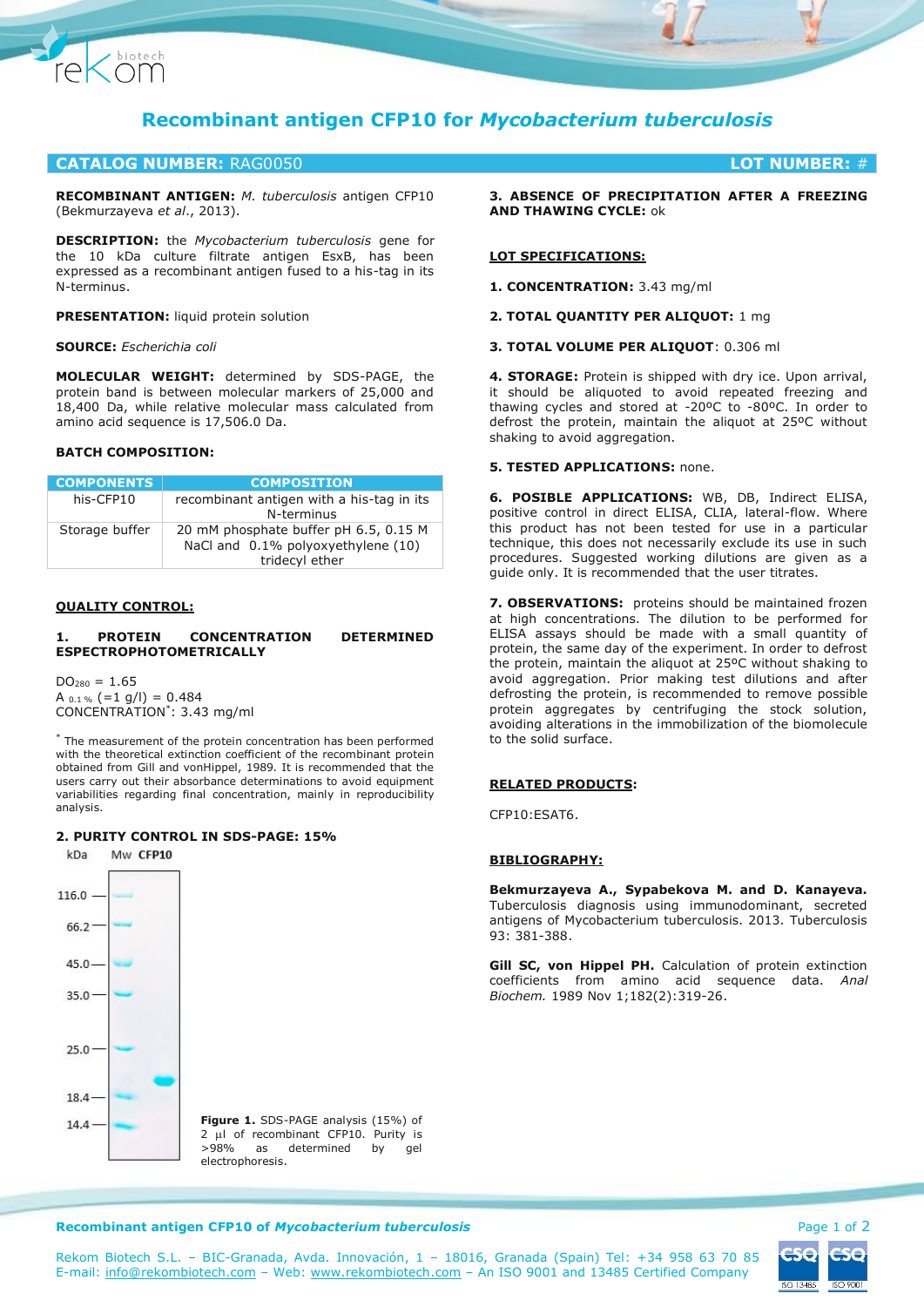# Recombinant antigen CFP10 for *Mycobacterium tuberculosis*

## CATALOG NUMBER: RAG0050 — LOT NUMBER: #

**RECOMBINANT ANTIGEN:** *M. tuberculosis* antigen CFP10 (Bekmurzayeva *et al*., 2013).

**DESCRIPTION:** the *Mycobacterium tuberculosis* gene for the 10 kDa culture filtrate antigen EsxB, has been expressed as a recombinant antigen fused to a his-tag in its N-terminus.

**PRESENTATION:** liquid protein solution

**SOURCE:** *Escherichia coli*

**MOLECULAR WEIGHT:** determined by SDS-PAGE, the protein band is between molecular markers of 25,000 and 18,400 Da, while relative molecular mass calculated from amino acid sequence is 17,506.0 Da.

**BATCH COMPOSITION:**

| COMPONENTS | COMPOSITION |
|---|---|
| his-CFP10 | recombinant antigen with a his-tag in its N-terminus |
| Storage buffer | 20 mM phosphate buffer pH 6.5, 0.15 M NaCl and 0.1% polyoxyethylene (10) tridecyl ether |

**QUALITY CONTROL:**

**1. PROTEIN CONCENTRATION DETERMINED ESPECTROPHOTOMETRICALLY**

$DO_{280}$ = 1.65
$A_{0.1\%}$ (=1 g/l) = 0.484
CONCENTRATION*: 3.43 mg/ml

* The measurement of the protein concentration has been performed with the theoretical extinction coefficient of the recombinant protein obtained from Gill and vonHippel, 1989. It is recommended that the users carry out their absorbance determinations to avoid equipment variabilities regarding final concentration, mainly in reproducibility analysis.

**2. PURITY CONTROL IN SDS-PAGE: 15%**

**Figure 1.** SDS-PAGE analysis (15%) of 2 µl of recombinant CFP10. Purity is >98% as determined by gel electrophoresis.

**3. ABSENCE OF PRECIPITATION AFTER A FREEZING AND THAWING CYCLE:** ok

**LOT SPECIFICATIONS:**

**1. CONCENTRATION:** 3.43 mg/ml

**2. TOTAL QUANTITY PER ALIQUOT:** 1 mg

**3. TOTAL VOLUME PER ALIQUOT**: 0.306 ml

**4. STORAGE:** Protein is shipped with dry ice. Upon arrival, it should be aliquoted to avoid repeated freezing and thawing cycles and stored at -20ºC to -80ºC. In order to defrost the protein, maintain the aliquot at 25ºC without shaking to avoid aggregation.

**5. TESTED APPLICATIONS:** none.

**6. POSIBLE APPLICATIONS:** WB, DB, Indirect ELISA, positive control in direct ELISA, CLIA, lateral-flow. Where this product has not been tested for use in a particular technique, this does not necessarily exclude its use in such procedures. Suggested working dilutions are given as a guide only. It is recommended that the user titrates.

**7. OBSERVATIONS:** proteins should be maintained frozen at high concentrations. The dilution to be performed for ELISA assays should be made with a small quantity of protein, the same day of the experiment. In order to defrost the protein, maintain the aliquot at 25ºC without shaking to avoid aggregation. Prior making test dilutions and after defrosting the protein, is recommended to remove possible protein aggregates by centrifuging the stock solution, avoiding alterations in the immobilization of the biomolecule to the solid surface.

**RELATED PRODUCTS:**

CFP10:ESAT6.

**BIBLIOGRAPHY:**

**Bekmurzayeva A., Sypabekova M. and D. Kanayeva.** Tuberculosis diagnosis using immunodominant, secreted antigens of Mycobacterium tuberculosis. 2013. Tuberculosis 93: 381-388.

**Gill SC, von Hippel PH.** Calculation of protein extinction coefficients from amino acid sequence data. *Anal Biochem.* 1989 Nov 1;182(2):319-26.

Rekom Biotech S.L. – BIC-Granada, Avda. Innovación, 1 – 18016, Granada (Spain) Tel: +34 958 63 70 85
E-mail: info@rekombiotech.com – Web: www.rekombiotech.com – An ISO 9001 and 13485 Certified Company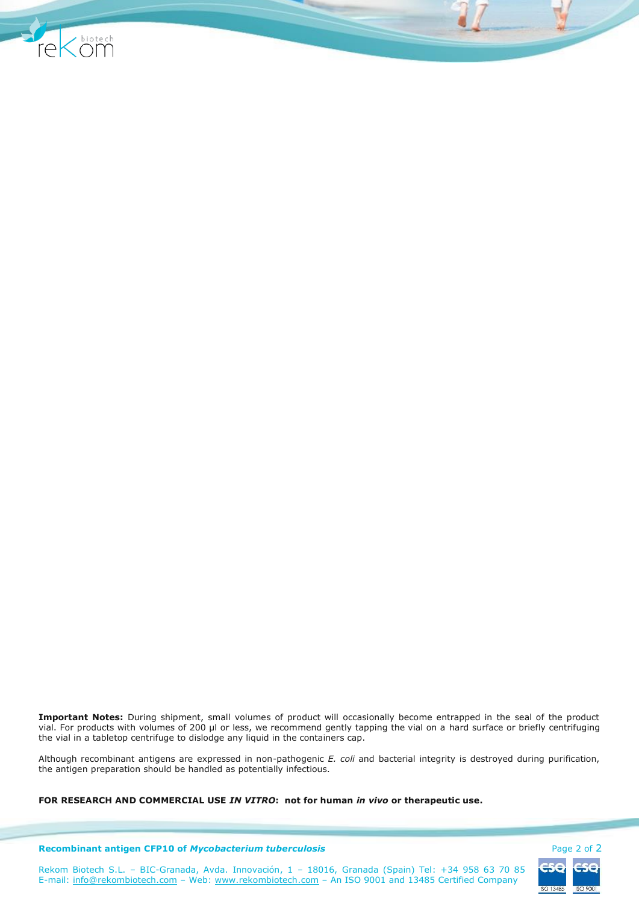**Important Notes:** During shipment, small volumes of product will occasionally become entrapped in the seal of the product vial. For products with volumes of 200 µl or less, we recommend gently tapping the vial on a hard surface or briefly centrifuging the vial in a tabletop centrifuge to dislodge any liquid in the containers cap.

Although recombinant antigens are expressed in non-pathogenic *E. coli* and bacterial integrity is destroyed during purification, the antigen preparation should be handled as potentially infectious.

**FOR RESEARCH AND COMMERCIAL USE *IN VITRO*: not for human *in vivo* or therapeutic use.**